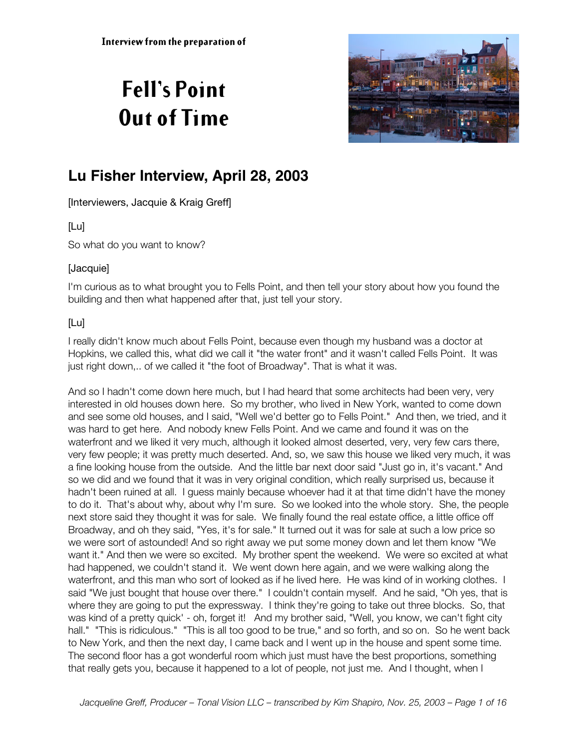Interview from the preparation of

# Fell's Point Out of Time

## Lu Fisher Interview, April 28, 2003

[Interviewers, Jacquie & Kraig Greff]

[Lu]

So what do you want to know?

[Jacquie]

I'm curious as to what brought you to Fells Point, and then tell your story about how you found the building and then what happened after that, just tell your story.

[Lu]

I really didn't know much about Fells Point, because even though my husband was a doctor at Hopkins, we called this, what did we call it "the water front" and it wasn't called Fells Point. It was just right down,.. of we called it "the foot of Broadway". That is what it was.

And so I hadn't come down here much, but I had heard that some architects had been very, very interested in old houses down here. So my brother, who lived in New York, wanted to come down and see some old houses, and I said, "Well we'd better go to Fells Point." And then, we tried, and it was hard to get here. And nobody knew Fells Point. And we came and found it was on the waterfront and we liked it very much, although it looked almost deserted, very, very few cars there, very few people; it was pretty much deserted. And, so, we saw this house we liked very much, it was a fine looking house from the outside. And the little bar next door said "Just go in, it's vacant." And so we did and we found that it was in very original condition, which really surprised us, because it hadn't been ruined at all. I guess mainly because whoever had it at that time didn't have the money to do it. That's about why, about why I'm sure. So we looked into the whole story. She, the people next store said they thought it was for sale. We finally found the real estate office, a little office off Broadway, and oh they said, "Yes, it's for sale." It turned out it was for sale at such a low price so we were sort of astounded! And so right away we put some money down and let them know "We want it." And then we were so excited. My brother spent the weekend. We were so excited at what had happened, we couldn't stand it. We went down here again, and we were walking along the waterfront, and this man who sort of looked as if he lived here. He was kind of in working clothes. I said "We just bought that house over there." I couldn't contain myself. And he said, "Oh yes, that is where they are going to put the expressway. I think they're going to take out three blocks. So, that was kind of a pretty quick' - oh, forget it! And my brother said, "Well, you know, we can't fight city hall." "This is ridiculous." "This is all too good to be true," and so forth, and so on. So he went back to New York, and then the next day, I came back and I went up in the house and spent some time. The second floor has a got wonderful room which just must have the best proportions, something that really gets you, because it happened to a lot of people, not just me. And I thought, when I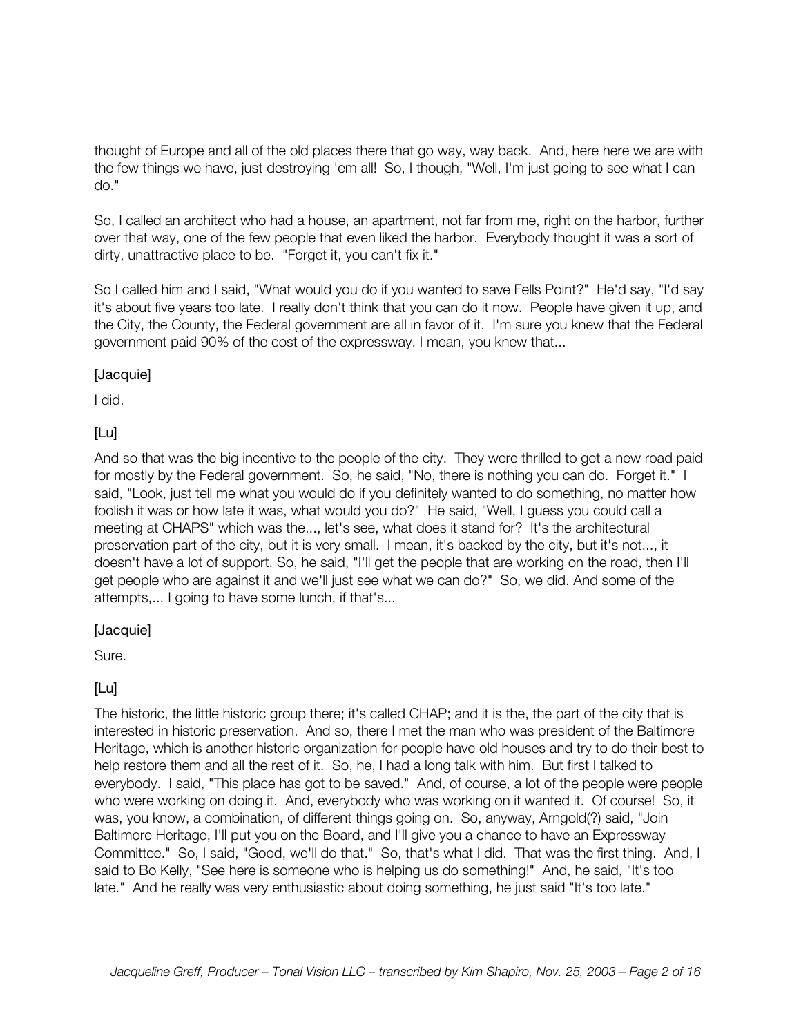thought of Europe and all of the old places there that go way, way back. And, here here we are with the few things we have, just destroying 'em all! So, I though, "Well, I'm just going to see what I can do."

So, I called an architect who had a house, an apartment, not far from me, right on the harbor, further over that way, one of the few people that even liked the harbor. Everybody thought it was a sort of dirty, unattractive place to be. "Forget it, you can't fix it."

So I called him and I said, "What would you do if you wanted to save Fells Point?" He'd say, "I'd say it's about five years too late. I really don't think that you can do it now. People have given it up, and the City, the County, the Federal government are all in favor of it. I'm sure you knew that the Federal government paid 90% of the cost of the expressway. I mean, you knew that...

[Jacquie]

I did.

[Lu]

And so that was the big incentive to the people of the city. They were thrilled to get a new road paid for mostly by the Federal government. So, he said, "No, there is nothing you can do. Forget it." I said, "Look, just tell me what you would do if you definitely wanted to do something, no matter how foolish it was or how late it was, what would you do?" He said, "Well, I guess you could call a meeting at CHAPS" which was the..., let's see, what does it stand for? It's the architectural preservation part of the city, but it is very small. I mean, it's backed by the city, but it's not..., it doesn't have a lot of support. So, he said, "I'll get the people that are working on the road, then I'll get people who are against it and we'll just see what we can do?" So, we did. And some of the attempts,... I going to have some lunch, if that's...

[Jacquie]

Sure.

[Lu]

The historic, the little historic group there; it's called CHAP; and it is the, the part of the city that is interested in historic preservation. And so, there I met the man who was president of the Baltimore Heritage, which is another historic organization for people have old houses and try to do their best to help restore them and all the rest of it. So, he, I had a long talk with him. But first I talked to everybody. I said, "This place has got to be saved." And, of course, a lot of the people were people who were working on doing it. And, everybody who was working on it wanted it. Of course! So, it was, you know, a combination, of different things going on. So, anyway, Arngold(?) said, "Join Baltimore Heritage, I'll put you on the Board, and I'll give you a chance to have an Expressway Committee." So, I said, "Good, we'll do that." So, that's what I did. That was the first thing. And, I said to Bo Kelly, "See here is someone who is helping us do something!" And, he said, "It's too late." And he really was very enthusiastic about doing something, he just said "It's too late."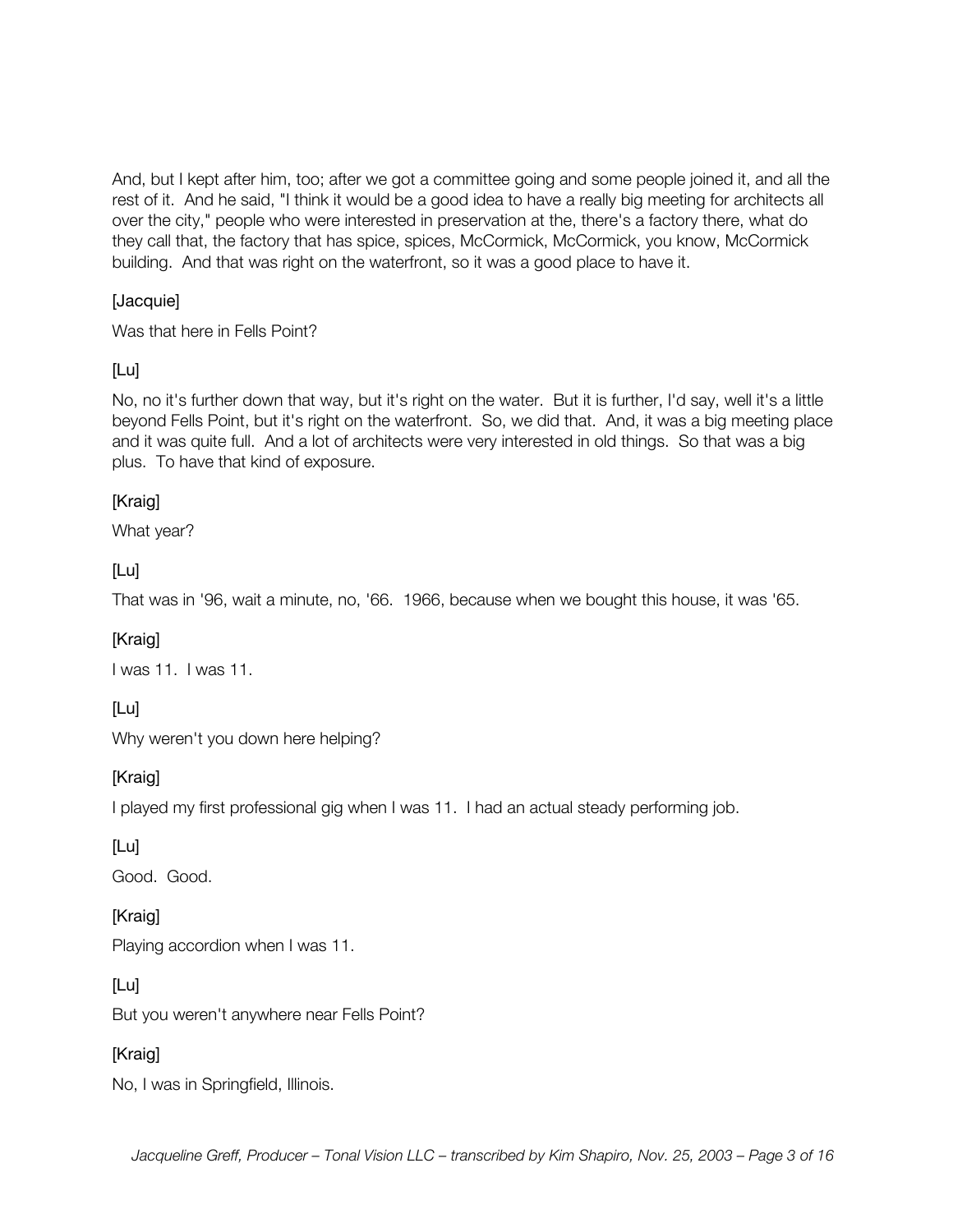And, but I kept after him, too; after we got a committee going and some people joined it, and all the rest of it. And he said, "I think it would be a good idea to have a really big meeting for architects all over the city," people who were interested in preservation at the, there's a factory there, what do they call that, the factory that has spice, spices, McCormick, McCormick, you know, McCormick building. And that was right on the waterfront, so it was a good place to have it.

[Jacquie]

Was that here in Fells Point?

[Lu]

No, no it's further down that way, but it's right on the water. But it is further, I'd say, well it's a little beyond Fells Point, but it's right on the waterfront. So, we did that. And, it was a big meeting place and it was quite full. And a lot of architects were very interested in old things. So that was a big plus. To have that kind of exposure.

[Kraig]

What year?

[Lu]

That was in '96, wait a minute, no, '66. 1966, because when we bought this house, it was '65.

[Kraig]

I was 11. I was 11.

[Lu]

Why weren't you down here helping?

[Kraig]

I played my first professional gig when I was 11. I had an actual steady performing job.

[Lu]

Good. Good.

[Kraig]

Playing accordion when I was 11.

[Lu]

But you weren't anywhere near Fells Point?

[Kraig]

No, I was in Springfield, Illinois.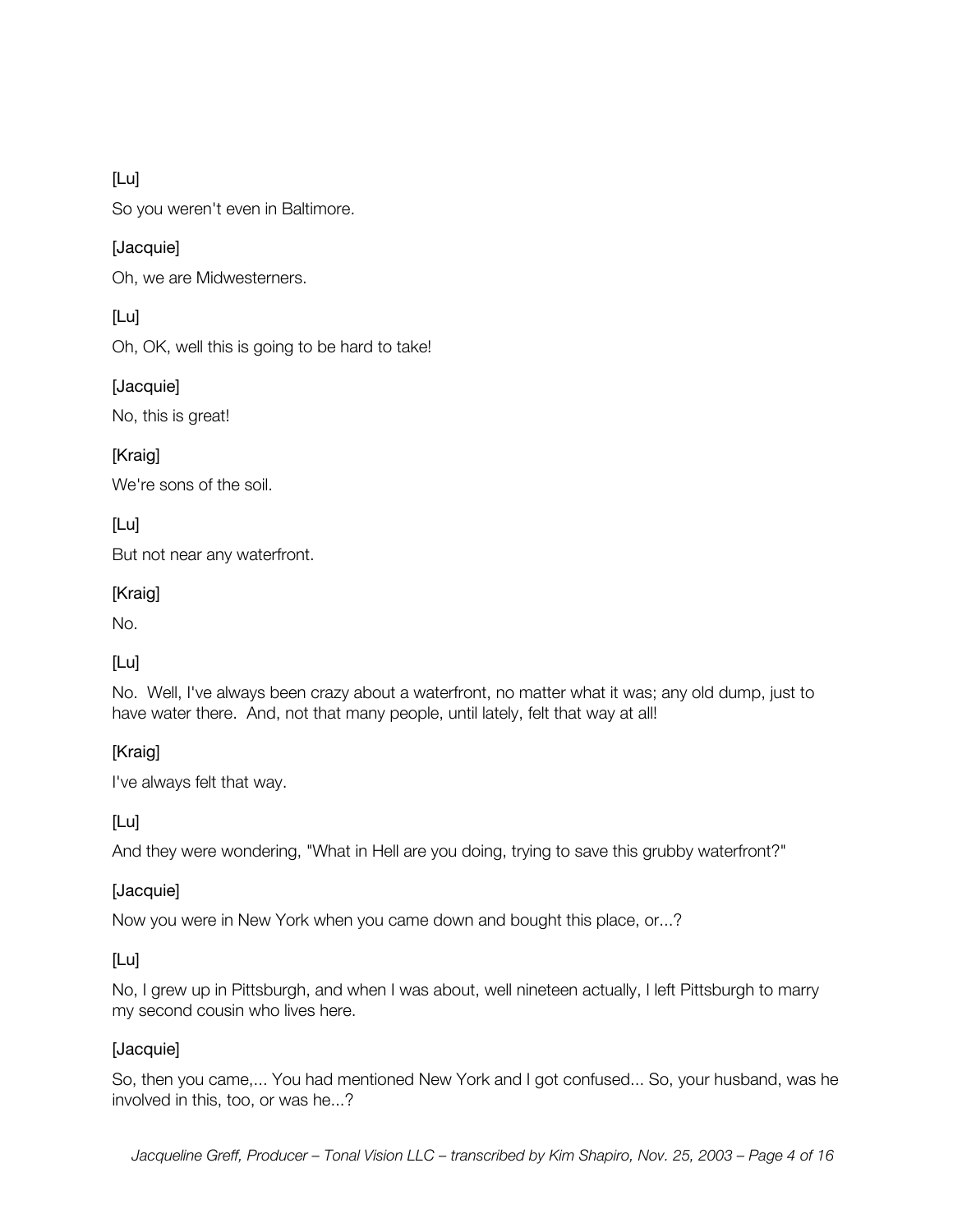[Lu]

So you weren't even in Baltimore.

[Jacquie]

Oh, we are Midwesterners.

[Lu]

Oh, OK, well this is going to be hard to take!

[Jacquie]

No, this is great!

[Kraig]

We're sons of the soil.

[Lu]

But not near any waterfront.

[Kraig]

No.

[Lu]

No. Well, I've always been crazy about a waterfront, no matter what it was; any old dump, just to have water there. And, not that many people, until lately, felt that way at all!

[Kraig]

I've always felt that way.

[Lu]

And they were wondering, "What in Hell are you doing, trying to save this grubby waterfront?"

[Jacquie]

Now you were in New York when you came down and bought this place, or...?

[Lu]

No, I grew up in Pittsburgh, and when I was about, well nineteen actually, I left Pittsburgh to marry my second cousin who lives here.

[Jacquie]

So, then you came,... You had mentioned New York and I got confused... So, your husband, was he involved in this, too, or was he...?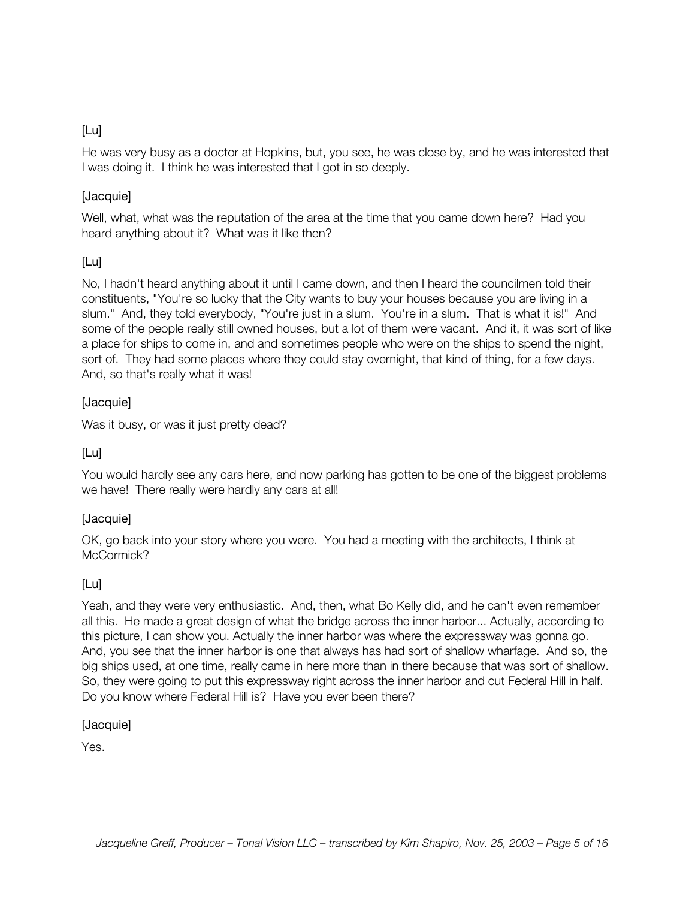[Lu]

He was very busy as a doctor at Hopkins, but, you see, he was close by, and he was interested that I was doing it. I think he was interested that I got in so deeply.

[Jacquie]

Well, what, what was the reputation of the area at the time that you came down here? Had you heard anything about it? What was it like then?

[Lu]

No, I hadn't heard anything about it until I came down, and then I heard the councilmen told their constituents, "You're so lucky that the City wants to buy your houses because you are living in a slum." And, they told everybody, "You're just in a slum. You're in a slum. That is what it is!" And some of the people really still owned houses, but a lot of them were vacant. And it, it was sort of like a place for ships to come in, and and sometimes people who were on the ships to spend the night, sort of. They had some places where they could stay overnight, that kind of thing, for a few days. And, so that's really what it was!

[Jacquie]

Was it busy, or was it just pretty dead?

[Lu]

You would hardly see any cars here, and now parking has gotten to be one of the biggest problems we have! There really were hardly any cars at all!

[Jacquie]

OK, go back into your story where you were. You had a meeting with the architects, I think at McCormick?

[Lu]

Yeah, and they were very enthusiastic. And, then, what Bo Kelly did, and he can't even remember all this. He made a great design of what the bridge across the inner harbor... Actually, according to this picture, I can show you. Actually the inner harbor was where the expressway was gonna go. And, you see that the inner harbor is one that always has had sort of shallow wharfage. And so, the big ships used, at one time, really came in here more than in there because that was sort of shallow. So, they were going to put this expressway right across the inner harbor and cut Federal Hill in half. Do you know where Federal Hill is? Have you ever been there?

[Jacquie]

Yes.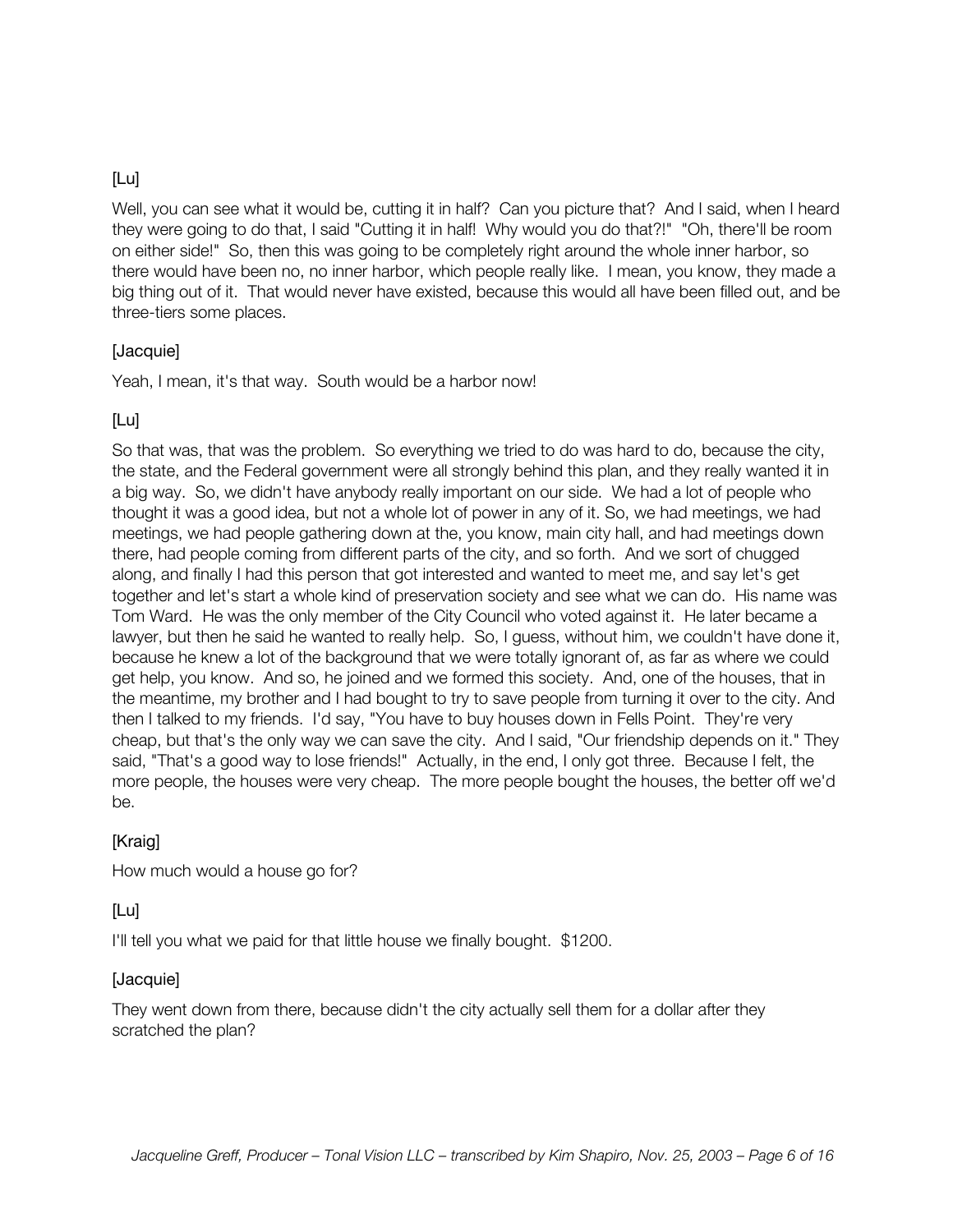[Lu]

Well, you can see what it would be, cutting it in half? Can you picture that? And I said, when I heard they were going to do that, I said "Cutting it in half! Why would you do that?!" "Oh, there'll be room on either side!" So, then this was going to be completely right around the whole inner harbor, so there would have been no, no inner harbor, which people really like. I mean, you know, they made a big thing out of it. That would never have existed, because this would all have been filled out, and be three-tiers some places.

[Jacquie]

Yeah, I mean, it's that way. South would be a harbor now!

[Lu]

So that was, that was the problem. So everything we tried to do was hard to do, because the city, the state, and the Federal government were all strongly behind this plan, and they really wanted it in a big way. So, we didn't have anybody really important on our side. We had a lot of people who thought it was a good idea, but not a whole lot of power in any of it. So, we had meetings, we had meetings, we had people gathering down at the, you know, main city hall, and had meetings down there, had people coming from different parts of the city, and so forth. And we sort of chugged along, and finally I had this person that got interested and wanted to meet me, and say let's get together and let's start a whole kind of preservation society and see what we can do. His name was Tom Ward. He was the only member of the City Council who voted against it. He later became a lawyer, but then he said he wanted to really help. So, I guess, without him, we couldn't have done it, because he knew a lot of the background that we were totally ignorant of, as far as where we could get help, you know. And so, he joined and we formed this society. And, one of the houses, that in the meantime, my brother and I had bought to try to save people from turning it over to the city. And then I talked to my friends. I'd say, "You have to buy houses down in Fells Point. They're very cheap, but that's the only way we can save the city. And I said, "Our friendship depends on it." They said, "That's a good way to lose friends!" Actually, in the end, I only got three. Because I felt, the more people, the houses were very cheap. The more people bought the houses, the better off we'd be.

[Kraig]

How much would a house go for?

[Lu]

I'll tell you what we paid for that little house we finally bought. $1200.

[Jacquie]

They went down from there, because didn't the city actually sell them for a dollar after they scratched the plan?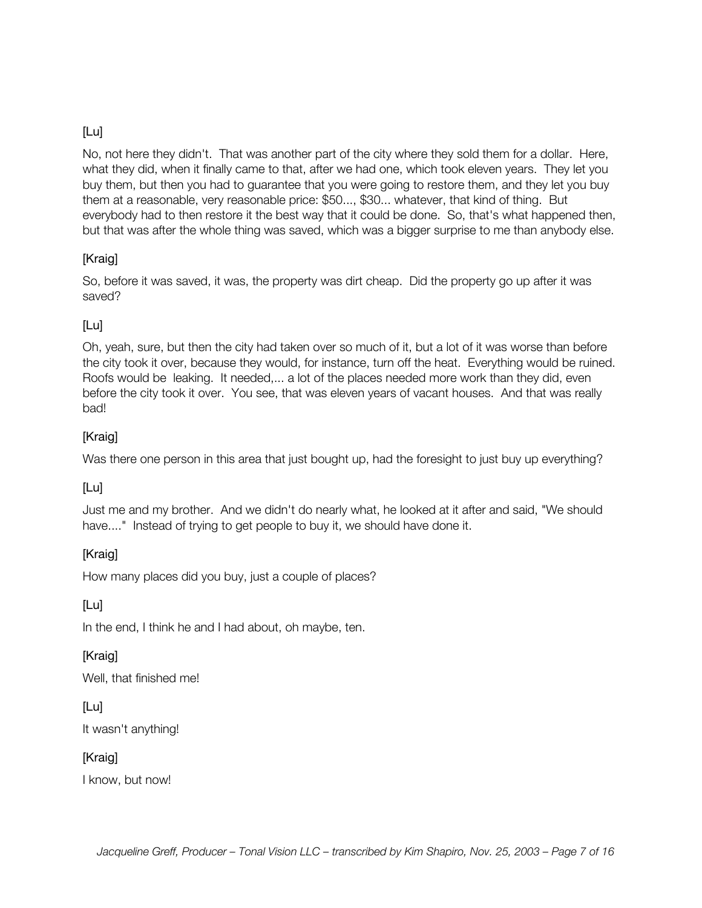[Lu]

No, not here they didn't. That was another part of the city where they sold them for a dollar. Here, what they did, when it finally came to that, after we had one, which took eleven years. They let you buy them, but then you had to guarantee that you were going to restore them, and they let you buy them at a reasonable, very reasonable price: $50..., $30... whatever, that kind of thing. But everybody had to then restore it the best way that it could be done. So, that's what happened then, but that was after the whole thing was saved, which was a bigger surprise to me than anybody else.

[Kraig]

So, before it was saved, it was, the property was dirt cheap. Did the property go up after it was saved?

[Lu]

Oh, yeah, sure, but then the city had taken over so much of it, but a lot of it was worse than before the city took it over, because they would, for instance, turn off the heat. Everything would be ruined. Roofs would be leaking. It needed,... a lot of the places needed more work than they did, even before the city took it over. You see, that was eleven years of vacant houses. And that was really bad!

[Kraig]

Was there one person in this area that just bought up, had the foresight to just buy up everything?

[Lu]

Just me and my brother. And we didn't do nearly what, he looked at it after and said, "We should have...." Instead of trying to get people to buy it, we should have done it.

[Kraig]

How many places did you buy, just a couple of places?

[Lu]

In the end, I think he and I had about, oh maybe, ten.

[Kraig]

Well, that finished me!

[Lu]

It wasn't anything!

[Kraig]

I know, but now!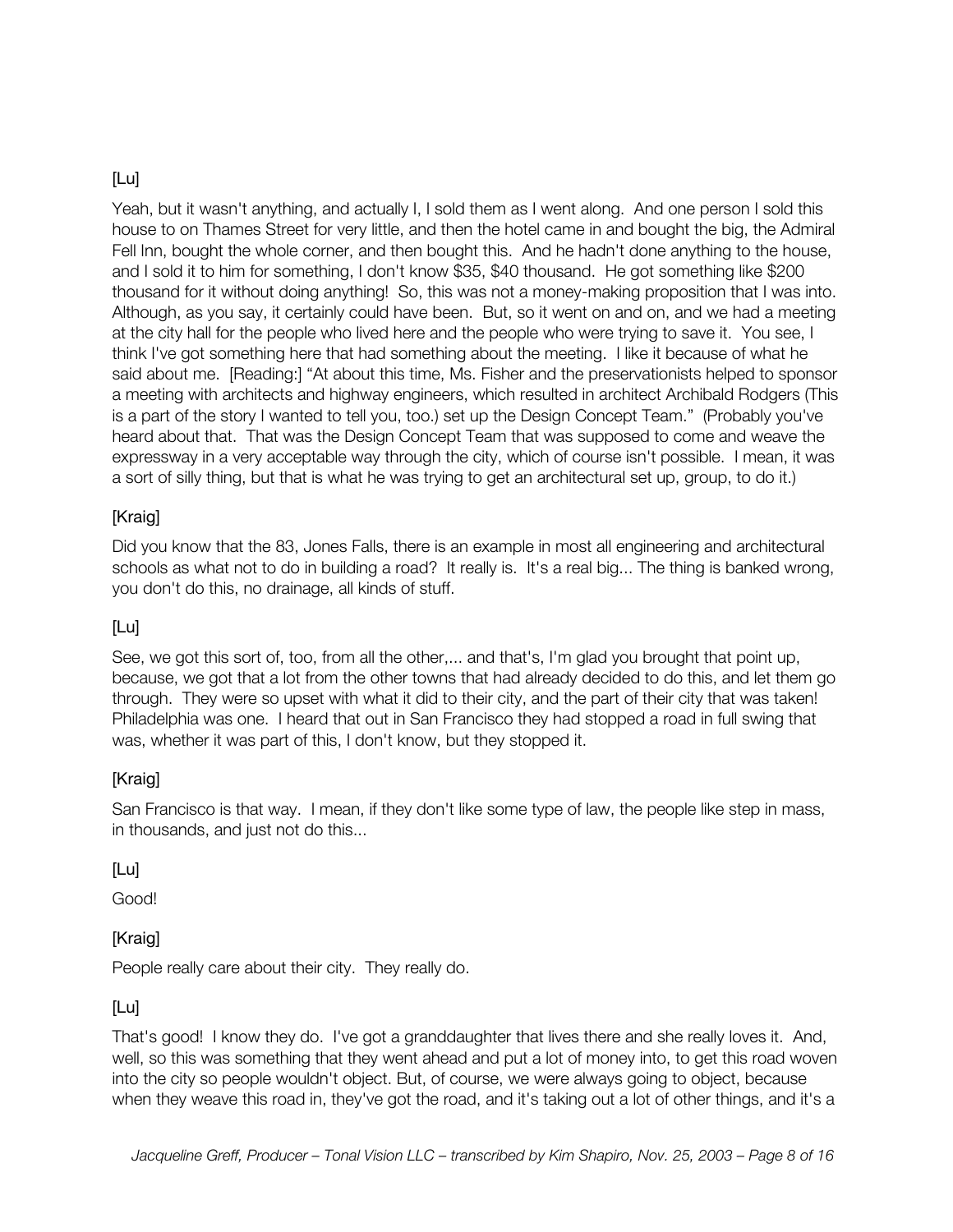[Lu]

Yeah, but it wasn't anything, and actually I, I sold them as I went along. And one person I sold this house to on Thames Street for very little, and then the hotel came in and bought the big, the Admiral Fell Inn, bought the whole corner, and then bought this. And he hadn't done anything to the house, and I sold it to him for something, I don't know $35, $40 thousand. He got something like $200 thousand for it without doing anything! So, this was not a money-making proposition that I was into. Although, as you say, it certainly could have been. But, so it went on and on, and we had a meeting at the city hall for the people who lived here and the people who were trying to save it. You see, I think I've got something here that had something about the meeting. I like it because of what he said about me. [Reading:] "At about this time, Ms. Fisher and the preservationists helped to sponsor a meeting with architects and highway engineers, which resulted in architect Archibald Rodgers (This is a part of the story I wanted to tell you, too.) set up the Design Concept Team." (Probably you've heard about that. That was the Design Concept Team that was supposed to come and weave the expressway in a very acceptable way through the city, which of course isn't possible. I mean, it was a sort of silly thing, but that is what he was trying to get an architectural set up, group, to do it.)

[Kraig]

Did you know that the 83, Jones Falls, there is an example in most all engineering and architectural schools as what not to do in building a road? It really is. It's a real big... The thing is banked wrong, you don't do this, no drainage, all kinds of stuff.

[Lu]

See, we got this sort of, too, from all the other,... and that's, I'm glad you brought that point up, because, we got that a lot from the other towns that had already decided to do this, and let them go through. They were so upset with what it did to their city, and the part of their city that was taken! Philadelphia was one. I heard that out in San Francisco they had stopped a road in full swing that was, whether it was part of this, I don't know, but they stopped it.

[Kraig]

San Francisco is that way. I mean, if they don't like some type of law, the people like step in mass, in thousands, and just not do this...

[Lu]

Good!

[Kraig]

People really care about their city. They really do.

[Lu]

That's good! I know they do. I've got a granddaughter that lives there and she really loves it. And, well, so this was something that they went ahead and put a lot of money into, to get this road woven into the city so people wouldn't object. But, of course, we were always going to object, because when they weave this road in, they've got the road, and it's taking out a lot of other things, and it's a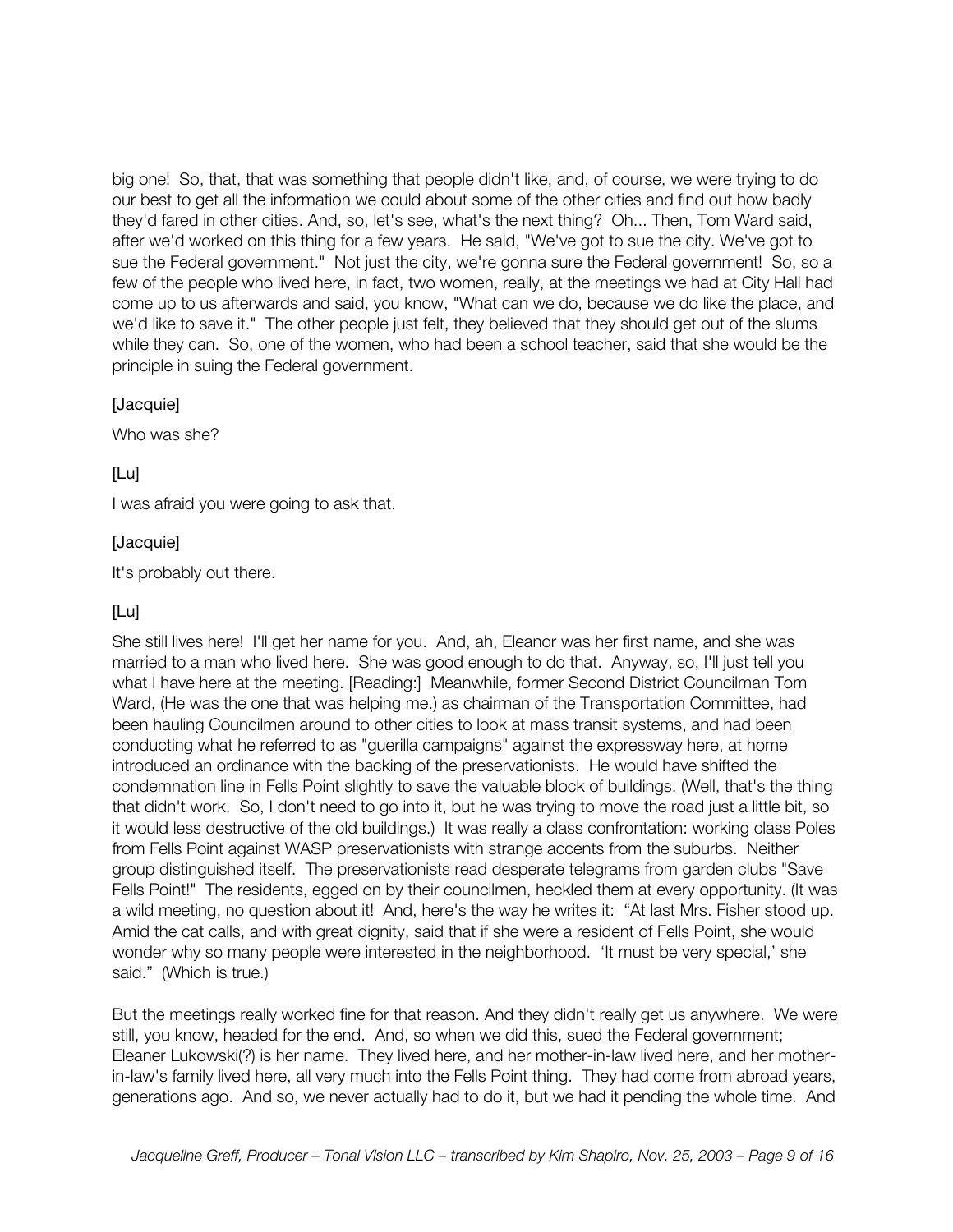big one! So, that, that was something that people didn't like, and, of course, we were trying to do our best to get all the information we could about some of the other cities and find out how badly they'd fared in other cities. And, so, let's see, what's the next thing? Oh... Then, Tom Ward said, after we'd worked on this thing for a few years. He said, "We've got to sue the city. We've got to sue the Federal government." Not just the city, we're gonna sure the Federal government! So, so a few of the people who lived here, in fact, two women, really, at the meetings we had at City Hall had come up to us afterwards and said, you know, "What can we do, because we do like the place, and we'd like to save it." The other people just felt, they believed that they should get out of the slums while they can. So, one of the women, who had been a school teacher, said that she would be the principle in suing the Federal government.

[Jacquie]

Who was she?

[Lu]

I was afraid you were going to ask that.

[Jacquie]

It's probably out there.

[Lu]

She still lives here! I'll get her name for you. And, ah, Eleanor was her first name, and she was married to a man who lived here. She was good enough to do that. Anyway, so, I'll just tell you what I have here at the meeting. [Reading:] Meanwhile, former Second District Councilman Tom Ward, (He was the one that was helping me.) as chairman of the Transportation Committee, had been hauling Councilmen around to other cities to look at mass transit systems, and had been conducting what he referred to as "guerilla campaigns" against the expressway here, at home introduced an ordinance with the backing of the preservationists. He would have shifted the condemnation line in Fells Point slightly to save the valuable block of buildings. (Well, that's the thing that didn't work. So, I don't need to go into it, but he was trying to move the road just a little bit, so it would less destructive of the old buildings.) It was really a class confrontation: working class Poles from Fells Point against WASP preservationists with strange accents from the suburbs. Neither group distinguished itself. The preservationists read desperate telegrams from garden clubs "Save Fells Point!" The residents, egged on by their councilmen, heckled them at every opportunity. (It was a wild meeting, no question about it! And, here's the way he writes it: "At last Mrs. Fisher stood up. Amid the cat calls, and with great dignity, said that if she were a resident of Fells Point, she would wonder why so many people were interested in the neighborhood. 'It must be very special,' she said." (Which is true.)

But the meetings really worked fine for that reason. And they didn't really get us anywhere. We were still, you know, headed for the end. And, so when we did this, sued the Federal government; Eleaner Lukowski(?) is her name. They lived here, and her mother-in-law lived here, and her mother-in-law's family lived here, all very much into the Fells Point thing. They had come from abroad years, generations ago. And so, we never actually had to do it, but we had it pending the whole time. And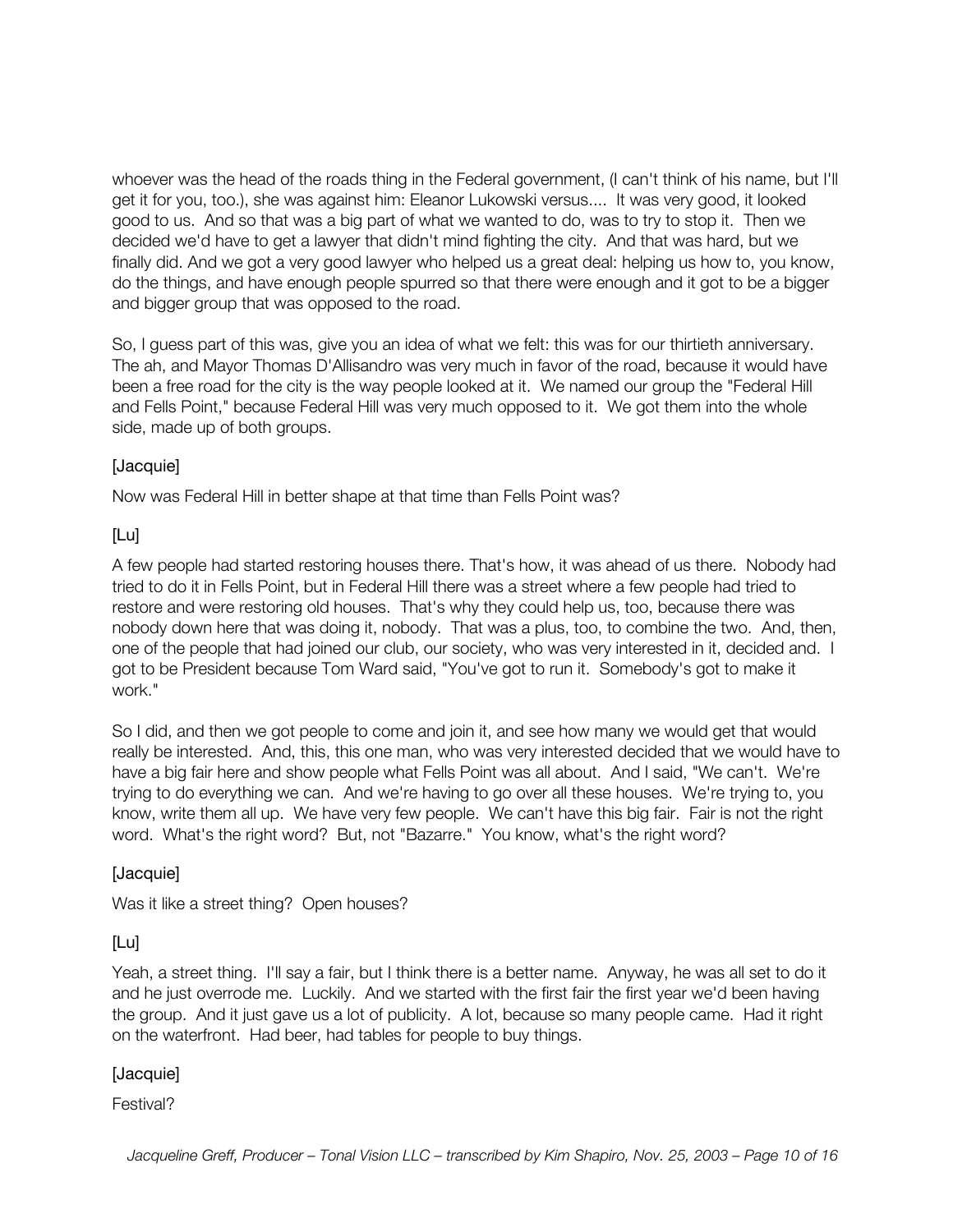whoever was the head of the roads thing in the Federal government, (I can't think of his name, but I'll get it for you, too.), she was against him: Eleanor Lukowski versus.... It was very good, it looked good to us. And so that was a big part of what we wanted to do, was to try to stop it. Then we decided we'd have to get a lawyer that didn't mind fighting the city. And that was hard, but we finally did. And we got a very good lawyer who helped us a great deal: helping us how to, you know, do the things, and have enough people spurred so that there were enough and it got to be a bigger and bigger group that was opposed to the road.

So, I guess part of this was, give you an idea of what we felt: this was for our thirtieth anniversary. The ah, and Mayor Thomas D'Allisandro was very much in favor of the road, because it would have been a free road for the city is the way people looked at it. We named our group the "Federal Hill and Fells Point," because Federal Hill was very much opposed to it. We got them into the whole side, made up of both groups.

[Jacquie]

Now was Federal Hill in better shape at that time than Fells Point was?

[Lu]

A few people had started restoring houses there. That's how, it was ahead of us there. Nobody had tried to do it in Fells Point, but in Federal Hill there was a street where a few people had tried to restore and were restoring old houses. That's why they could help us, too, because there was nobody down here that was doing it, nobody. That was a plus, too, to combine the two. And, then, one of the people that had joined our club, our society, who was very interested in it, decided and. I got to be President because Tom Ward said, "You've got to run it. Somebody's got to make it work."

So I did, and then we got people to come and join it, and see how many we would get that would really be interested. And, this, this one man, who was very interested decided that we would have to have a big fair here and show people what Fells Point was all about. And I said, "We can't. We're trying to do everything we can. And we're having to go over all these houses. We're trying to, you know, write them all up. We have very few people. We can't have this big fair. Fair is not the right word. What's the right word? But, not "Bazarre." You know, what's the right word?

[Jacquie]

Was it like a street thing? Open houses?

[Lu]

Yeah, a street thing. I'll say a fair, but I think there is a better name. Anyway, he was all set to do it and he just overrode me. Luckily. And we started with the first fair the first year we'd been having the group. And it just gave us a lot of publicity. A lot, because so many people came. Had it right on the waterfront. Had beer, had tables for people to buy things.

[Jacquie]

Festival?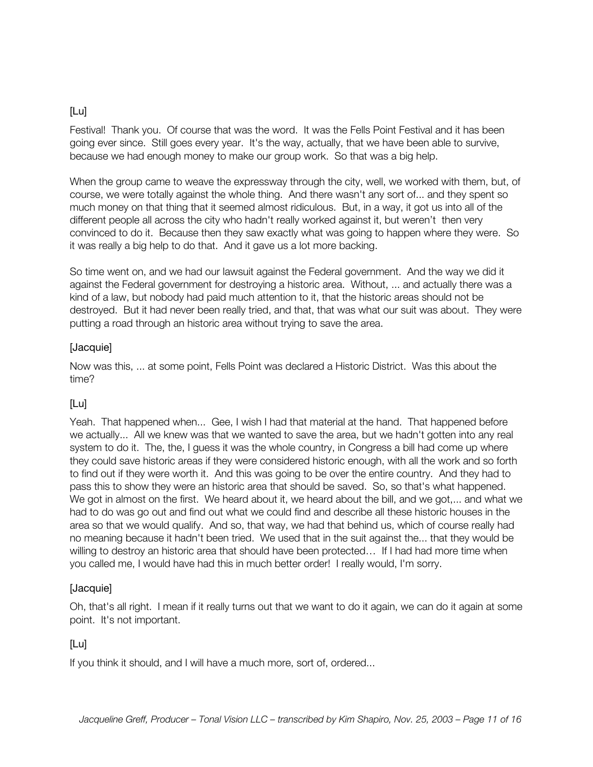[Lu]

Festival! Thank you. Of course that was the word. It was the Fells Point Festival and it has been going ever since. Still goes every year. It's the way, actually, that we have been able to survive, because we had enough money to make our group work. So that was a big help.

When the group came to weave the expressway through the city, well, we worked with them, but, of course, we were totally against the whole thing. And there wasn't any sort of... and they spent so much money on that thing that it seemed almost ridiculous. But, in a way, it got us into all of the different people all across the city who hadn't really worked against it, but weren't then very convinced to do it. Because then they saw exactly what was going to happen where they were. So it was really a big help to do that. And it gave us a lot more backing.

So time went on, and we had our lawsuit against the Federal government. And the way we did it against the Federal government for destroying a historic area. Without, ... and actually there was a kind of a law, but nobody had paid much attention to it, that the historic areas should not be destroyed. But it had never been really tried, and that, that was what our suit was about. They were putting a road through an historic area without trying to save the area.

[Jacquie]

Now was this, ... at some point, Fells Point was declared a Historic District. Was this about the time?

[Lu]

Yeah. That happened when... Gee, I wish I had that material at the hand. That happened before we actually... All we knew was that we wanted to save the area, but we hadn't gotten into any real system to do it. The, the, I guess it was the whole country, in Congress a bill had come up where they could save historic areas if they were considered historic enough, with all the work and so forth to find out if they were worth it. And this was going to be over the entire country. And they had to pass this to show they were an historic area that should be saved. So, so that's what happened. We got in almost on the first. We heard about it, we heard about the bill, and we got,... and what we had to do was go out and find out what we could find and describe all these historic houses in the area so that we would qualify. And so, that way, we had that behind us, which of course really had no meaning because it hadn't been tried. We used that in the suit against the... that they would be willing to destroy an historic area that should have been protected… If I had had more time when you called me, I would have had this in much better order! I really would, I'm sorry.

[Jacquie]

Oh, that's all right. I mean if it really turns out that we want to do it again, we can do it again at some point. It's not important.

[Lu]

If you think it should, and I will have a much more, sort of, ordered...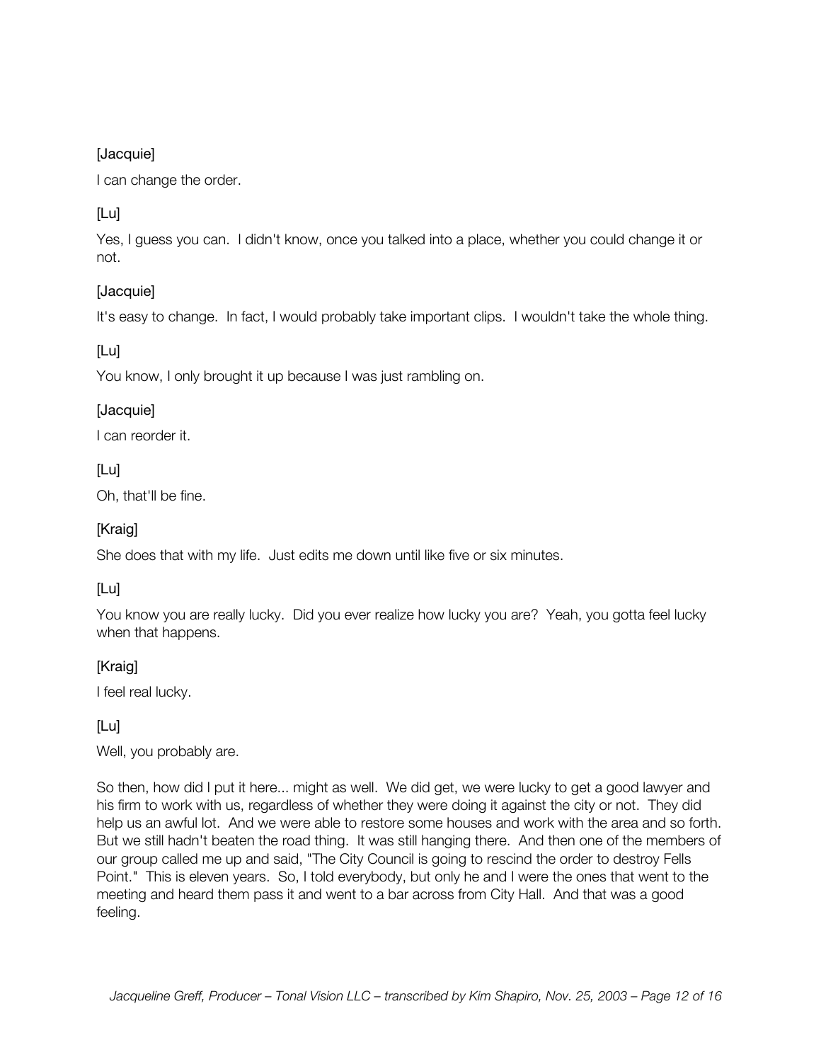[Jacquie]

I can change the order.

[Lu]

Yes, I guess you can. I didn't know, once you talked into a place, whether you could change it or not.

[Jacquie]

It's easy to change. In fact, I would probably take important clips. I wouldn't take the whole thing.

[Lu]

You know, I only brought it up because I was just rambling on.

[Jacquie]

I can reorder it.

[Lu]

Oh, that'll be fine.

[Kraig]

She does that with my life. Just edits me down until like five or six minutes.

[Lu]

You know you are really lucky. Did you ever realize how lucky you are? Yeah, you gotta feel lucky when that happens.

[Kraig]

I feel real lucky.

[Lu]

Well, you probably are.

So then, how did I put it here... might as well. We did get, we were lucky to get a good lawyer and his firm to work with us, regardless of whether they were doing it against the city or not. They did help us an awful lot. And we were able to restore some houses and work with the area and so forth. But we still hadn't beaten the road thing. It was still hanging there. And then one of the members of our group called me up and said, "The City Council is going to rescind the order to destroy Fells Point." This is eleven years. So, I told everybody, but only he and I were the ones that went to the meeting and heard them pass it and went to a bar across from City Hall. And that was a good feeling.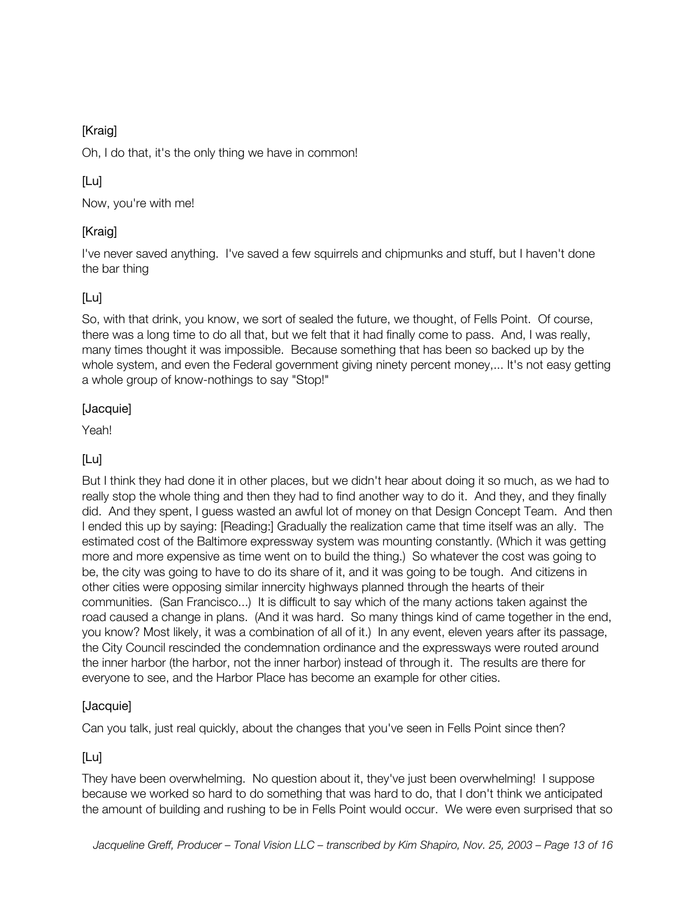[Kraig]

Oh, I do that, it's the only thing we have in common!

[Lu]

Now, you're with me!

[Kraig]

I've never saved anything. I've saved a few squirrels and chipmunks and stuff, but I haven't done the bar thing

[Lu]

So, with that drink, you know, we sort of sealed the future, we thought, of Fells Point. Of course, there was a long time to do all that, but we felt that it had finally come to pass. And, I was really, many times thought it was impossible. Because something that has been so backed up by the whole system, and even the Federal government giving ninety percent money,... It's not easy getting a whole group of know-nothings to say "Stop!"

[Jacquie]

Yeah!

[Lu]

But I think they had done it in other places, but we didn't hear about doing it so much, as we had to really stop the whole thing and then they had to find another way to do it. And they, and they finally did. And they spent, I guess wasted an awful lot of money on that Design Concept Team. And then I ended this up by saying: [Reading:] Gradually the realization came that time itself was an ally. The estimated cost of the Baltimore expressway system was mounting constantly. (Which it was getting more and more expensive as time went on to build the thing.) So whatever the cost was going to be, the city was going to have to do its share of it, and it was going to be tough. And citizens in other cities were opposing similar innercity highways planned through the hearts of their communities. (San Francisco...) It is difficult to say which of the many actions taken against the road caused a change in plans. (And it was hard. So many things kind of came together in the end, you know? Most likely, it was a combination of all of it.) In any event, eleven years after its passage, the City Council rescinded the condemnation ordinance and the expressways were routed around the inner harbor (the harbor, not the inner harbor) instead of through it. The results are there for everyone to see, and the Harbor Place has become an example for other cities.

[Jacquie]

Can you talk, just real quickly, about the changes that you've seen in Fells Point since then?

[Lu]

They have been overwhelming. No question about it, they've just been overwhelming! I suppose because we worked so hard to do something that was hard to do, that I don't think we anticipated the amount of building and rushing to be in Fells Point would occur. We were even surprised that so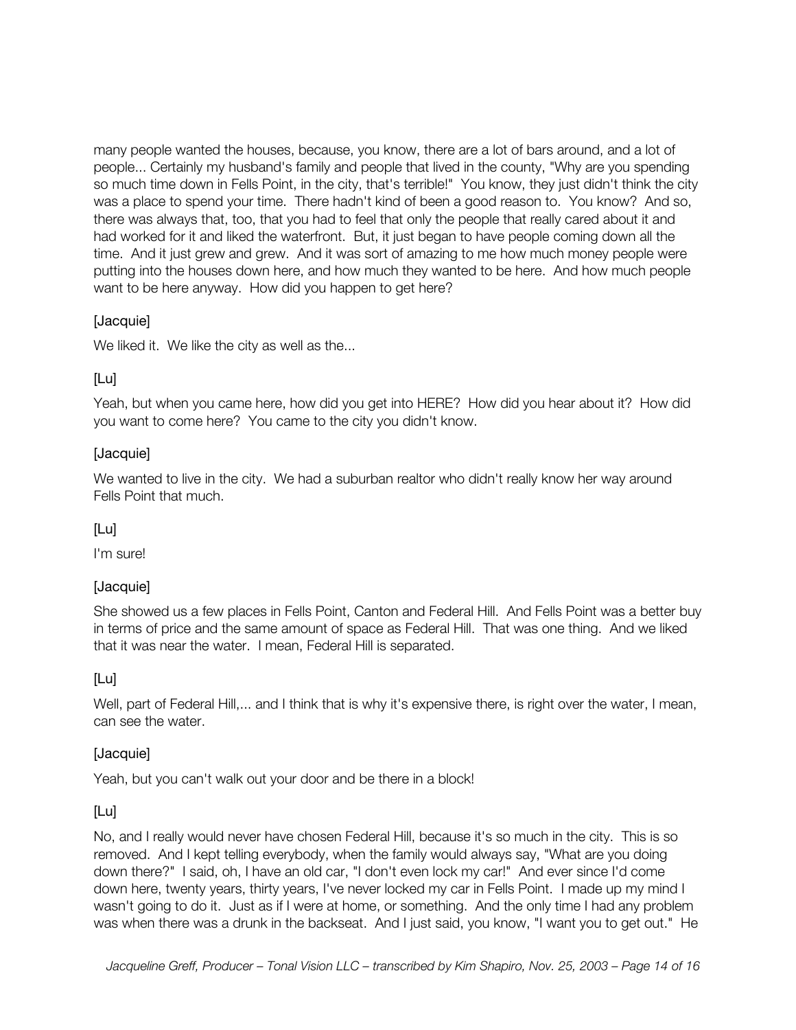many people wanted the houses, because, you know, there are a lot of bars around, and a lot of people... Certainly my husband's family and people that lived in the county, "Why are you spending so much time down in Fells Point, in the city, that's terrible!" You know, they just didn't think the city was a place to spend your time. There hadn't kind of been a good reason to. You know? And so, there was always that, too, that you had to feel that only the people that really cared about it and had worked for it and liked the waterfront. But, it just began to have people coming down all the time. And it just grew and grew. And it was sort of amazing to me how much money people were putting into the houses down here, and how much they wanted to be here. And how much people want to be here anyway. How did you happen to get here?

[Jacquie]

We liked it. We like the city as well as the...

[Lu]

Yeah, but when you came here, how did you get into HERE? How did you hear about it? How did you want to come here? You came to the city you didn't know.

[Jacquie]

We wanted to live in the city. We had a suburban realtor who didn't really know her way around Fells Point that much.

[Lu]

I'm sure!

[Jacquie]

She showed us a few places in Fells Point, Canton and Federal Hill. And Fells Point was a better buy in terms of price and the same amount of space as Federal Hill. That was one thing. And we liked that it was near the water. I mean, Federal Hill is separated.

[Lu]

Well, part of Federal Hill,... and I think that is why it's expensive there, is right over the water, I mean, can see the water.

[Jacquie]

Yeah, but you can't walk out your door and be there in a block!

[Lu]

No, and I really would never have chosen Federal Hill, because it's so much in the city. This is so removed. And I kept telling everybody, when the family would always say, "What are you doing down there?" I said, oh, I have an old car, "I don't even lock my car!" And ever since I'd come down here, twenty years, thirty years, I've never locked my car in Fells Point. I made up my mind I wasn't going to do it. Just as if I were at home, or something. And the only time I had any problem was when there was a drunk in the backseat. And I just said, you know, "I want you to get out." He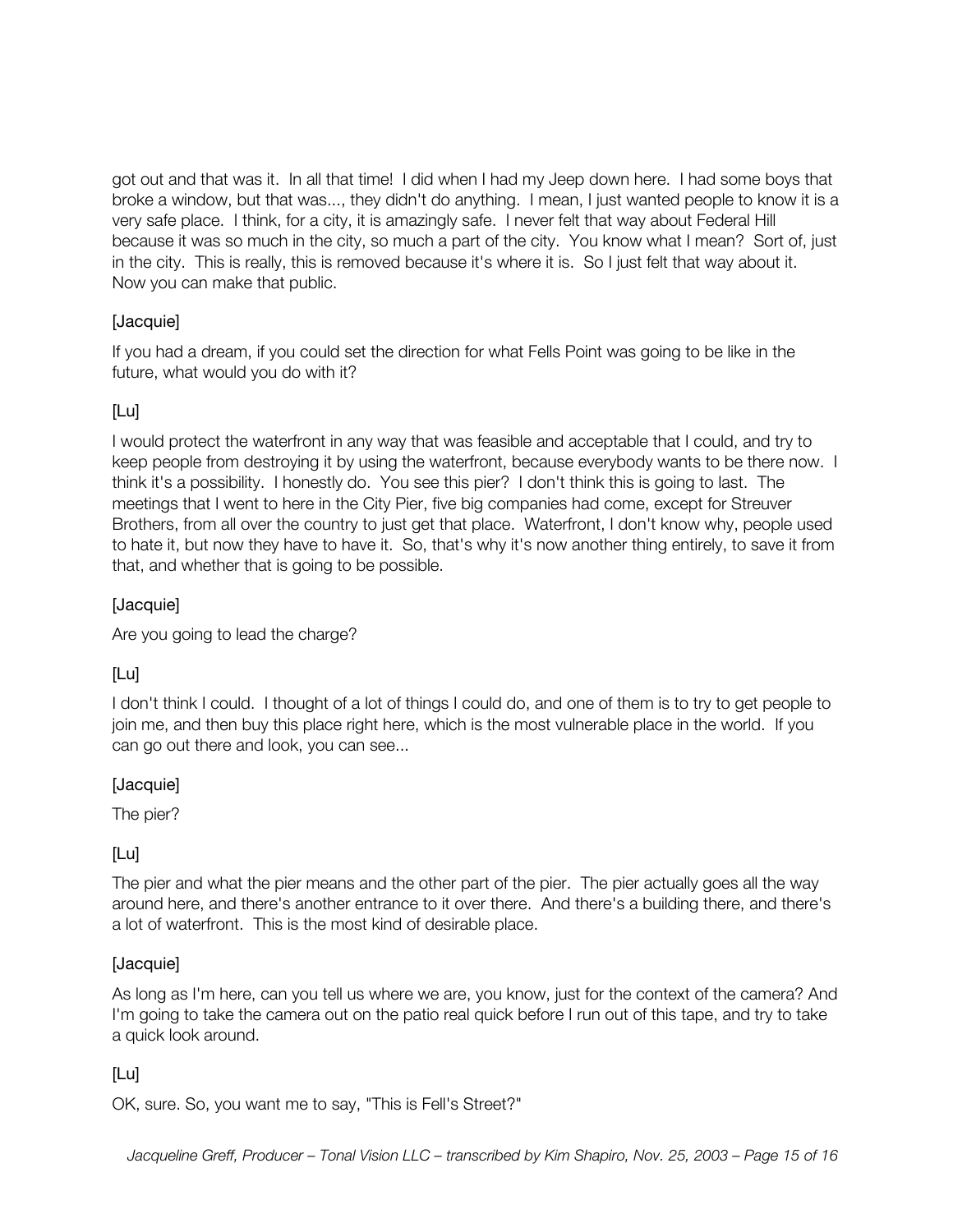got out and that was it. In all that time! I did when I had my Jeep down here. I had some boys that broke a window, but that was..., they didn't do anything. I mean, I just wanted people to know it is a very safe place. I think, for a city, it is amazingly safe. I never felt that way about Federal Hill because it was so much in the city, so much a part of the city. You know what I mean? Sort of, just in the city. This is really, this is removed because it's where it is. So I just felt that way about it. Now you can make that public.

[Jacquie]

If you had a dream, if you could set the direction for what Fells Point was going to be like in the future, what would you do with it?

[Lu]

I would protect the waterfront in any way that was feasible and acceptable that I could, and try to keep people from destroying it by using the waterfront, because everybody wants to be there now. I think it's a possibility. I honestly do. You see this pier? I don't think this is going to last. The meetings that I went to here in the City Pier, five big companies had come, except for Streuver Brothers, from all over the country to just get that place. Waterfront, I don't know why, people used to hate it, but now they have to have it. So, that's why it's now another thing entirely, to save it from that, and whether that is going to be possible.

[Jacquie]

Are you going to lead the charge?

[Lu]

I don't think I could. I thought of a lot of things I could do, and one of them is to try to get people to join me, and then buy this place right here, which is the most vulnerable place in the world. If you can go out there and look, you can see...

[Jacquie]

The pier?

[Lu]

The pier and what the pier means and the other part of the pier. The pier actually goes all the way around here, and there's another entrance to it over there. And there's a building there, and there's a lot of waterfront. This is the most kind of desirable place.

[Jacquie]

As long as I'm here, can you tell us where we are, you know, just for the context of the camera? And I'm going to take the camera out on the patio real quick before I run out of this tape, and try to take a quick look around.

[Lu]

OK, sure. So, you want me to say, "This is Fell's Street?"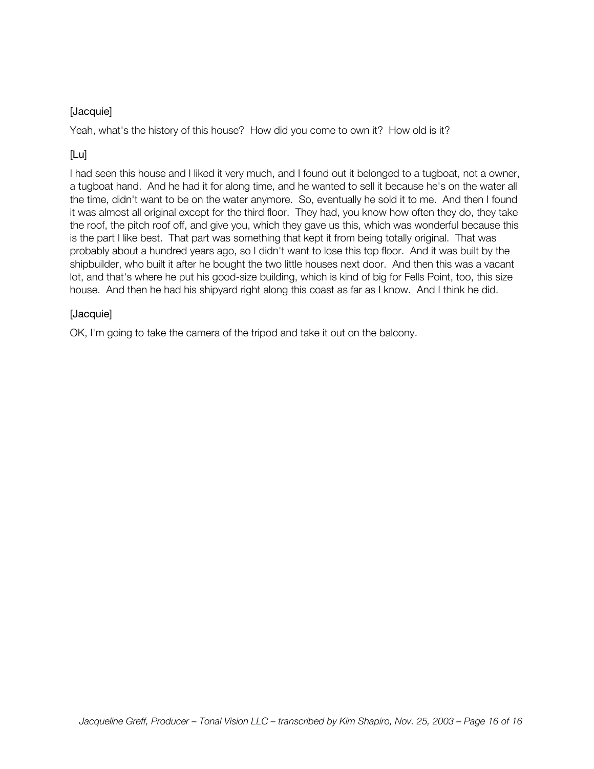[Jacquie]

Yeah, what's the history of this house? How did you come to own it? How old is it?

[Lu]

I had seen this house and I liked it very much, and I found out it belonged to a tugboat, not a owner, a tugboat hand. And he had it for along time, and he wanted to sell it because he's on the water all the time, didn't want to be on the water anymore. So, eventually he sold it to me. And then I found it was almost all original except for the third floor. They had, you know how often they do, they take the roof, the pitch roof off, and give you, which they gave us this, which was wonderful because this is the part I like best. That part was something that kept it from being totally original. That was probably about a hundred years ago, so I didn't want to lose this top floor. And it was built by the shipbuilder, who built it after he bought the two little houses next door. And then this was a vacant lot, and that's where he put his good-size building, which is kind of big for Fells Point, too, this size house. And then he had his shipyard right along this coast as far as I know. And I think he did.

[Jacquie]

OK, I'm going to take the camera of the tripod and take it out on the balcony.